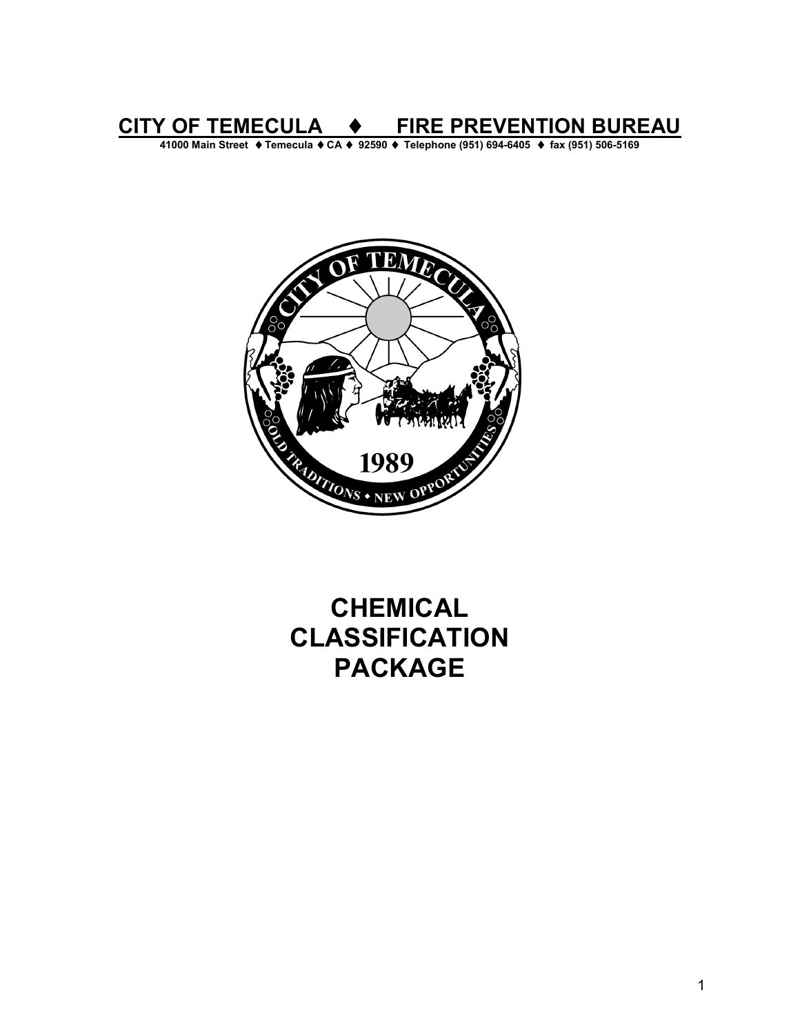# CITY OF TEMECULA ♦ FIRE PREVENTION BUREAU

**41000 Main Street ♦ Temecula ♦ CA ♦ 92590 ♦ Telephone (951) 694-6405 ♦ fax (951) 506-5169**

# CHEMICAL CLASSIFICATION PACKAGE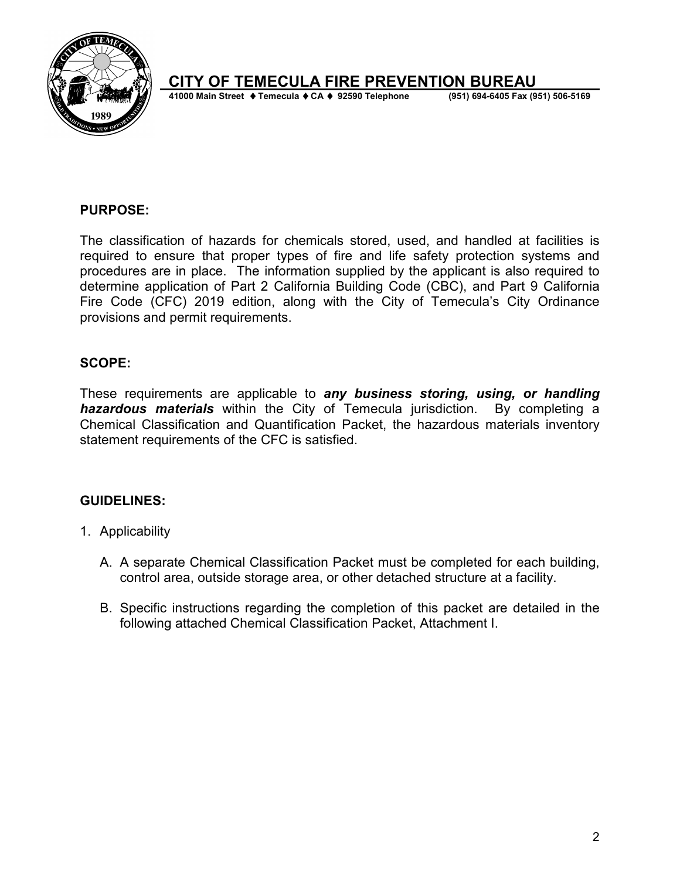# CITY OF TEMECULA FIRE PREVENTION BUREAU

**41000 Main Street ♦ Temecula ♦ CA ♦ 92590 Telephone (951) 694-6405 Fax (951) 506-5169**

## PURPOSE:

The classification of hazards for chemicals stored, used, and handled at facilities is required to ensure that proper types of fire and life safety protection systems and procedures are in place. The information supplied by the applicant is also required to determine application of Part 2 California Building Code (CBC), and Part 9 California Fire Code (CFC) 2019 edition, along with the City of Temecula's City Ordinance provisions and permit requirements.

## SCOPE:

These requirements are applicable to ***any business storing, using, or handling hazardous materials*** within the City of Temecula jurisdiction. By completing a Chemical Classification and Quantification Packet, the hazardous materials inventory statement requirements of the CFC is satisfied.

## GUIDELINES:

1. Applicability

   A. A separate Chemical Classification Packet must be completed for each building, control area, outside storage area, or other detached structure at a facility.

   B. Specific instructions regarding the completion of this packet are detailed in the following attached Chemical Classification Packet, Attachment I.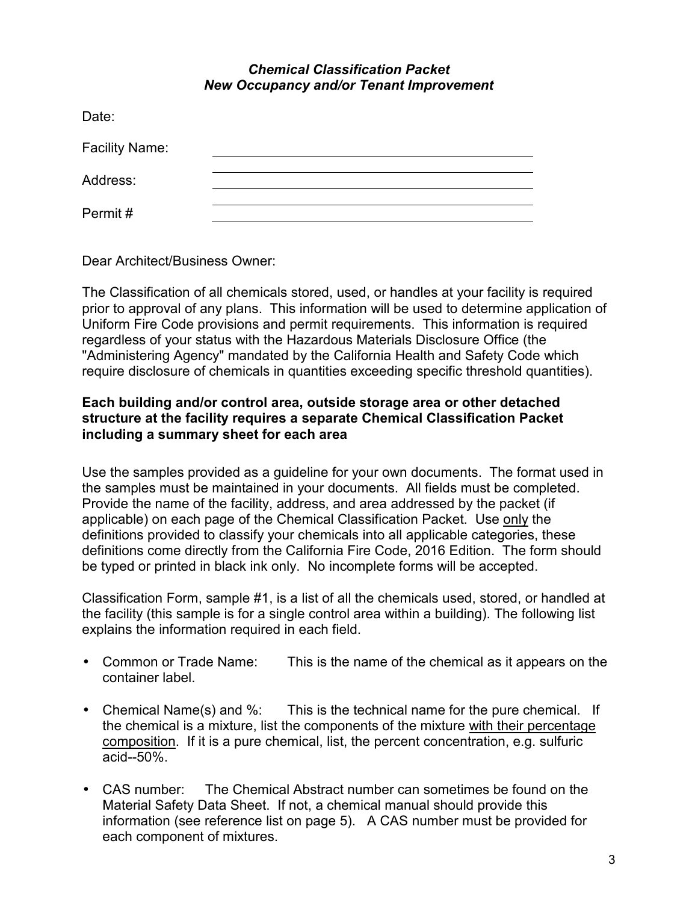***Chemical Classification Packet***
***New Occupancy and/or Tenant Improvement***

Date:

Facility Name: ________________________________________

Address: ________________________________________
________________________________________

Permit # ________________________________________

Dear Architect/Business Owner:

The Classification of all chemicals stored, used, or handles at your facility is required prior to approval of any plans. This information will be used to determine application of Uniform Fire Code provisions and permit requirements. This information is required regardless of your status with the Hazardous Materials Disclosure Office (the "Administering Agency" mandated by the California Health and Safety Code which require disclosure of chemicals in quantities exceeding specific threshold quantities).

**Each building and/or control area, outside storage area or other detached structure at the facility requires a separate Chemical Classification Packet including a summary sheet for each area**

Use the samples provided as a guideline for your own documents. The format used in the samples must be maintained in your documents. All fields must be completed. Provide the name of the facility, address, and area addressed by the packet (if applicable) on each page of the Chemical Classification Packet. Use <u>only</u> the definitions provided to classify your chemicals into all applicable categories, these definitions come directly from the California Fire Code, 2016 Edition. The form should be typed or printed in black ink only. No incomplete forms will be accepted.

Classification Form, sample #1, is a list of all the chemicals used, stored, or handled at the facility (this sample is for a single control area within a building). The following list explains the information required in each field.

- Common or Trade Name: This is the name of the chemical as it appears on the container label.
- Chemical Name(s) and %: This is the technical name for the pure chemical. If the chemical is a mixture, list the components of the mixture <u>with their percentage composition</u>. If it is a pure chemical, list, the percent concentration, e.g. sulfuric acid--50%.
- CAS number: The Chemical Abstract number can sometimes be found on the Material Safety Data Sheet. If not, a chemical manual should provide this information (see reference list on page 5). A CAS number must be provided for each component of mixtures.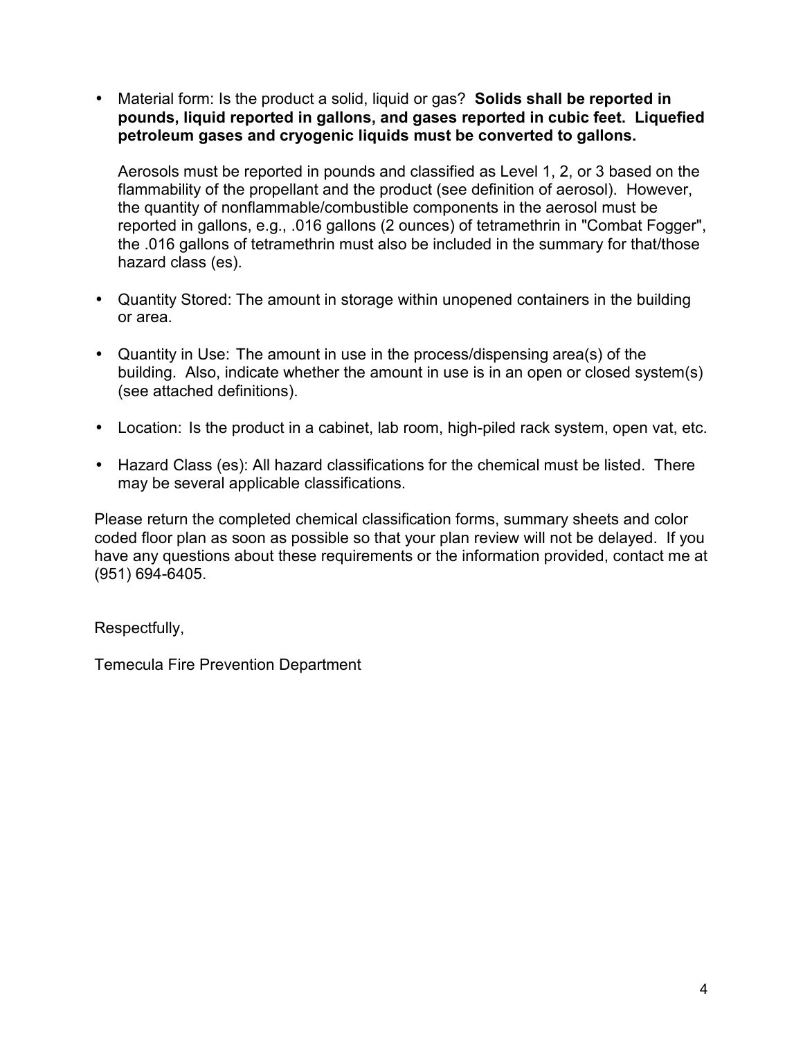- Material form: Is the product a solid, liquid or gas? **Solids shall be reported in pounds, liquid reported in gallons, and gases reported in cubic feet. Liquefied petroleum gases and cryogenic liquids must be converted to gallons.**

  Aerosols must be reported in pounds and classified as Level 1, 2, or 3 based on the flammability of the propellant and the product (see definition of aerosol). However, the quantity of nonflammable/combustible components in the aerosol must be reported in gallons, e.g., .016 gallons (2 ounces) of tetramethrin in "Combat Fogger", the .016 gallons of tetramethrin must also be included in the summary for that/those hazard class (es).

- Quantity Stored: The amount in storage within unopened containers in the building or area.

- Quantity in Use: The amount in use in the process/dispensing area(s) of the building. Also, indicate whether the amount in use is in an open or closed system(s) (see attached definitions).

- Location: Is the product in a cabinet, lab room, high-piled rack system, open vat, etc.

- Hazard Class (es): All hazard classifications for the chemical must be listed. There may be several applicable classifications.

Please return the completed chemical classification forms, summary sheets and color coded floor plan as soon as possible so that your plan review will not be delayed. If you have any questions about these requirements or the information provided, contact me at (951) 694-6405.

Respectfully,

Temecula Fire Prevention Department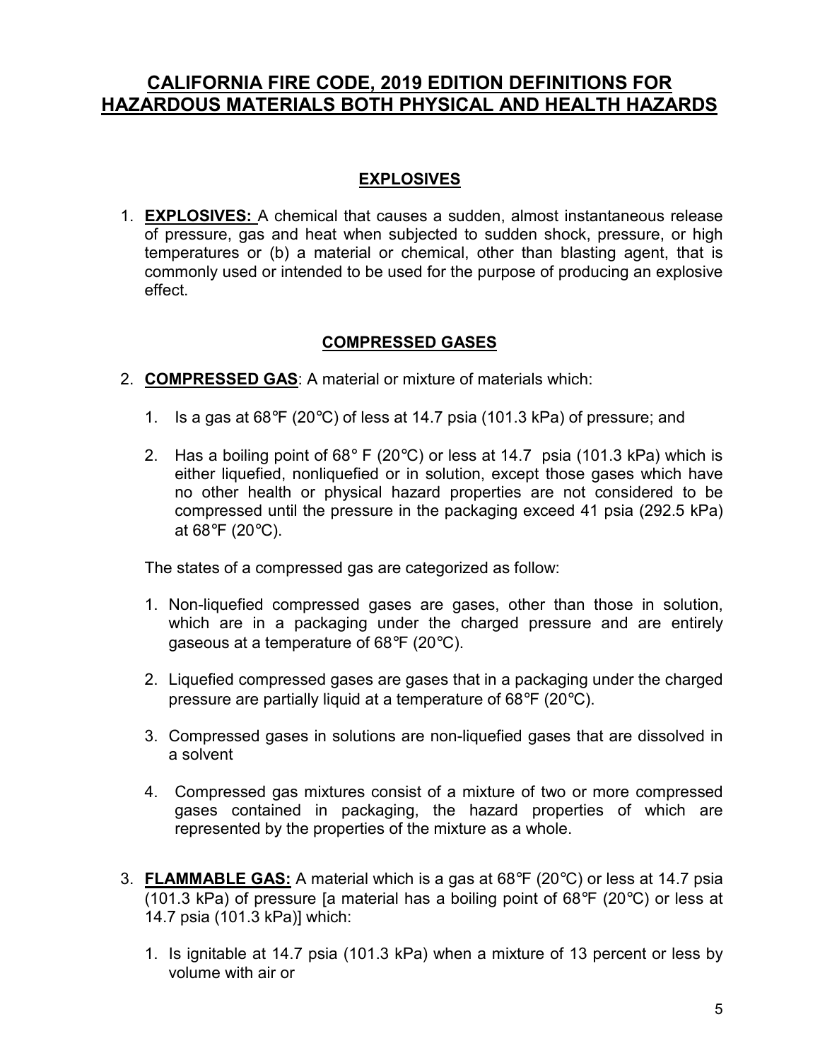# CALIFORNIA FIRE CODE, 2019 EDITION DEFINITIONS FOR HAZARDOUS MATERIALS BOTH PHYSICAL AND HEALTH HAZARDS

## EXPLOSIVES

1. **EXPLOSIVES:** A chemical that causes a sudden, almost instantaneous release of pressure, gas and heat when subjected to sudden shock, pressure, or high temperatures or (b) a material or chemical, other than blasting agent, that is commonly used or intended to be used for the purpose of producing an explosive effect.

## COMPRESSED GASES

2. **COMPRESSED GAS**: A material or mixture of materials which:

   1. Is a gas at 68℉ (20℃) of less at 14.7 psia (101.3 kPa) of pressure; and

   2. Has a boiling point of 68° F (20℃) or less at 14.7 psia (101.3 kPa) which is either liquefied, nonliquefied or in solution, except those gases which have no other health or physical hazard properties are not considered to be compressed until the pressure in the packaging exceed 41 psia (292.5 kPa) at 68℉ (20℃).

   The states of a compressed gas are categorized as follow:

   1. Non-liquefied compressed gases are gases, other than those in solution, which are in a packaging under the charged pressure and are entirely gaseous at a temperature of 68℉ (20℃).

   2. Liquefied compressed gases are gases that in a packaging under the charged pressure are partially liquid at a temperature of 68℉ (20℃).

   3. Compressed gases in solutions are non-liquefied gases that are dissolved in a solvent

   4. Compressed gas mixtures consist of a mixture of two or more compressed gases contained in packaging, the hazard properties of which are represented by the properties of the mixture as a whole.

3. **FLAMMABLE GAS:** A material which is a gas at 68℉ (20℃) or less at 14.7 psia (101.3 kPa) of pressure [a material has a boiling point of 68℉ (20℃) or less at 14.7 psia (101.3 kPa)] which:

   1. Is ignitable at 14.7 psia (101.3 kPa) when a mixture of 13 percent or less by volume with air or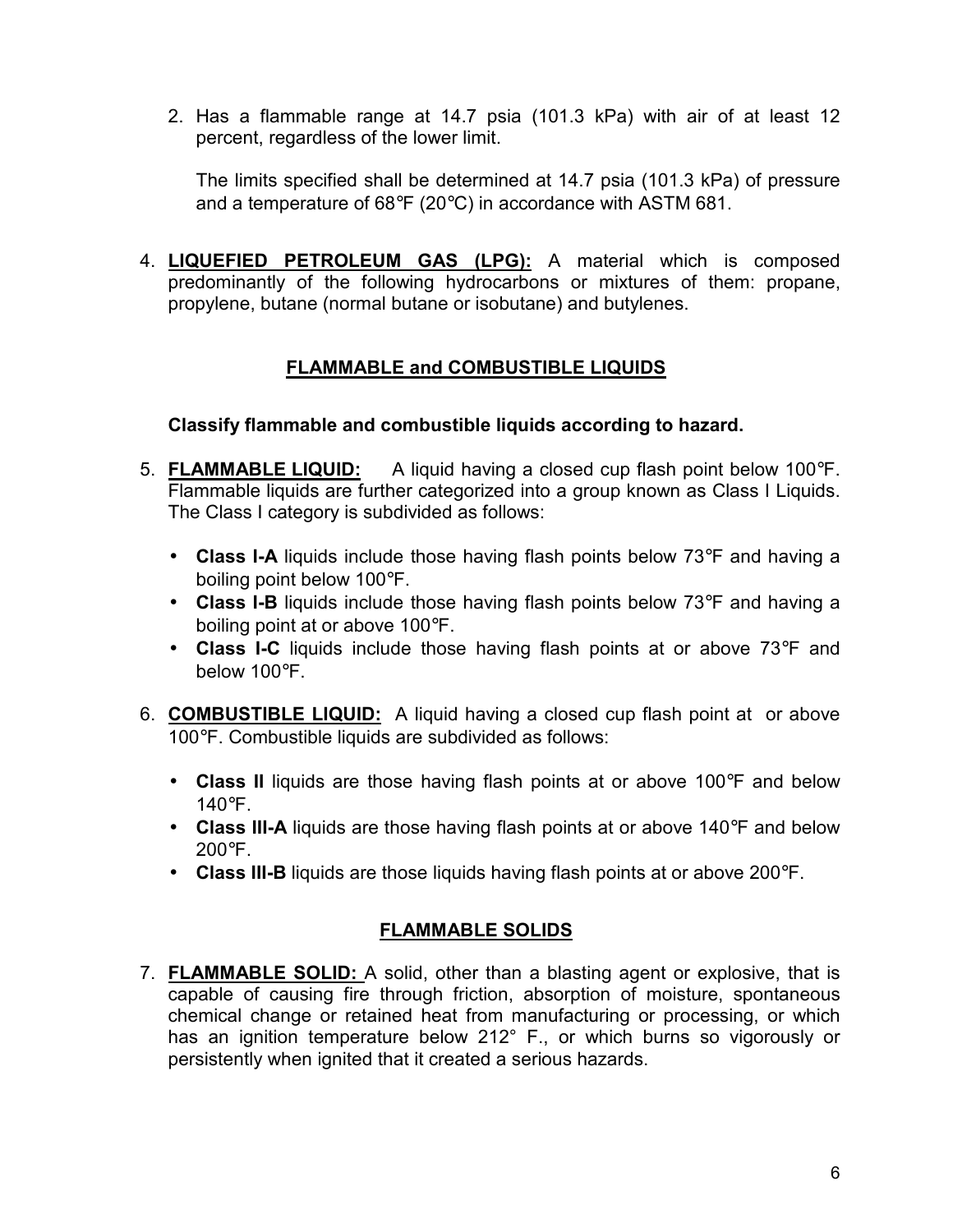2. Has a flammable range at 14.7 psia (101.3 kPa) with air of at least 12 percent, regardless of the lower limit.

   The limits specified shall be determined at 14.7 psia (101.3 kPa) of pressure and a temperature of 68°F (20°C) in accordance with ASTM 681.

4. **LIQUEFIED PETROLEUM GAS (LPG):** A material which is composed predominantly of the following hydrocarbons or mixtures of them: propane, propylene, butane (normal butane or isobutane) and butylenes.

## FLAMMABLE and COMBUSTIBLE LIQUIDS

**Classify flammable and combustible liquids according to hazard.**

5. **FLAMMABLE LIQUID:** A liquid having a closed cup flash point below 100°F. Flammable liquids are further categorized into a group known as Class I Liquids. The Class I category is subdivided as follows:

   - **Class I-A** liquids include those having flash points below 73°F and having a boiling point below 100°F.
   - **Class I-B** liquids include those having flash points below 73°F and having a boiling point at or above 100°F.
   - **Class I-C** liquids include those having flash points at or above 73°F and below 100°F.

6. **COMBUSTIBLE LIQUID:** A liquid having a closed cup flash point at or above 100°F. Combustible liquids are subdivided as follows:

   - **Class II** liquids are those having flash points at or above 100°F and below 140°F.
   - **Class III-A** liquids are those having flash points at or above 140°F and below 200°F.
   - **Class III-B** liquids are those liquids having flash points at or above 200°F.

## FLAMMABLE SOLIDS

7. **FLAMMABLE SOLID:** A solid, other than a blasting agent or explosive, that is capable of causing fire through friction, absorption of moisture, spontaneous chemical change or retained heat from manufacturing or processing, or which has an ignition temperature below 212° F., or which burns so vigorously or persistently when ignited that it created a serious hazards.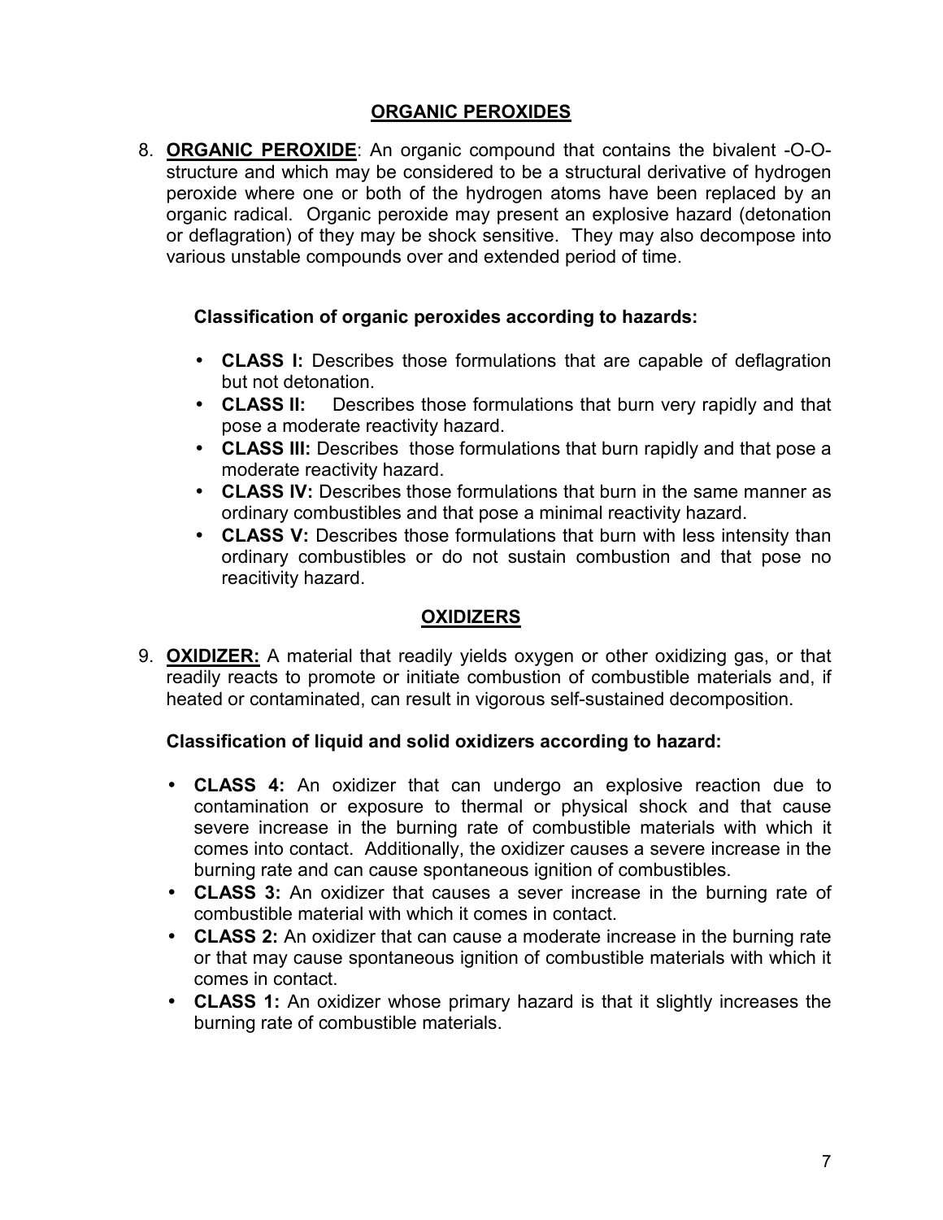## ORGANIC PEROXIDES

8. **ORGANIC PEROXIDE**: An organic compound that contains the bivalent -O-O- structure and which may be considered to be a structural derivative of hydrogen peroxide where one or both of the hydrogen atoms have been replaced by an organic radical. Organic peroxide may present an explosive hazard (detonation or deflagration) of they may be shock sensitive. They may also decompose into various unstable compounds over and extended period of time.

   **Classification of organic peroxides according to hazards:**

   - **CLASS I:** Describes those formulations that are capable of deflagration but not detonation.
   - **CLASS II:** Describes those formulations that burn very rapidly and that pose a moderate reactivity hazard.
   - **CLASS III:** Describes those formulations that burn rapidly and that pose a moderate reactivity hazard.
   - **CLASS IV:** Describes those formulations that burn in the same manner as ordinary combustibles and that pose a minimal reactivity hazard.
   - **CLASS V:** Describes those formulations that burn with less intensity than ordinary combustibles or do not sustain combustion and that pose no reacitivity hazard.

## OXIDIZERS

9. **OXIDIZER:** A material that readily yields oxygen or other oxidizing gas, or that readily reacts to promote or initiate combustion of combustible materials and, if heated or contaminated, can result in vigorous self-sustained decomposition.

   **Classification of liquid and solid oxidizers according to hazard:**

   - **CLASS 4:** An oxidizer that can undergo an explosive reaction due to contamination or exposure to thermal or physical shock and that cause severe increase in the burning rate of combustible materials with which it comes into contact. Additionally, the oxidizer causes a severe increase in the burning rate and can cause spontaneous ignition of combustibles.
   - **CLASS 3:** An oxidizer that causes a sever increase in the burning rate of combustible material with which it comes in contact.
   - **CLASS 2:** An oxidizer that can cause a moderate increase in the burning rate or that may cause spontaneous ignition of combustible materials with which it comes in contact.
   - **CLASS 1:** An oxidizer whose primary hazard is that it slightly increases the burning rate of combustible materials.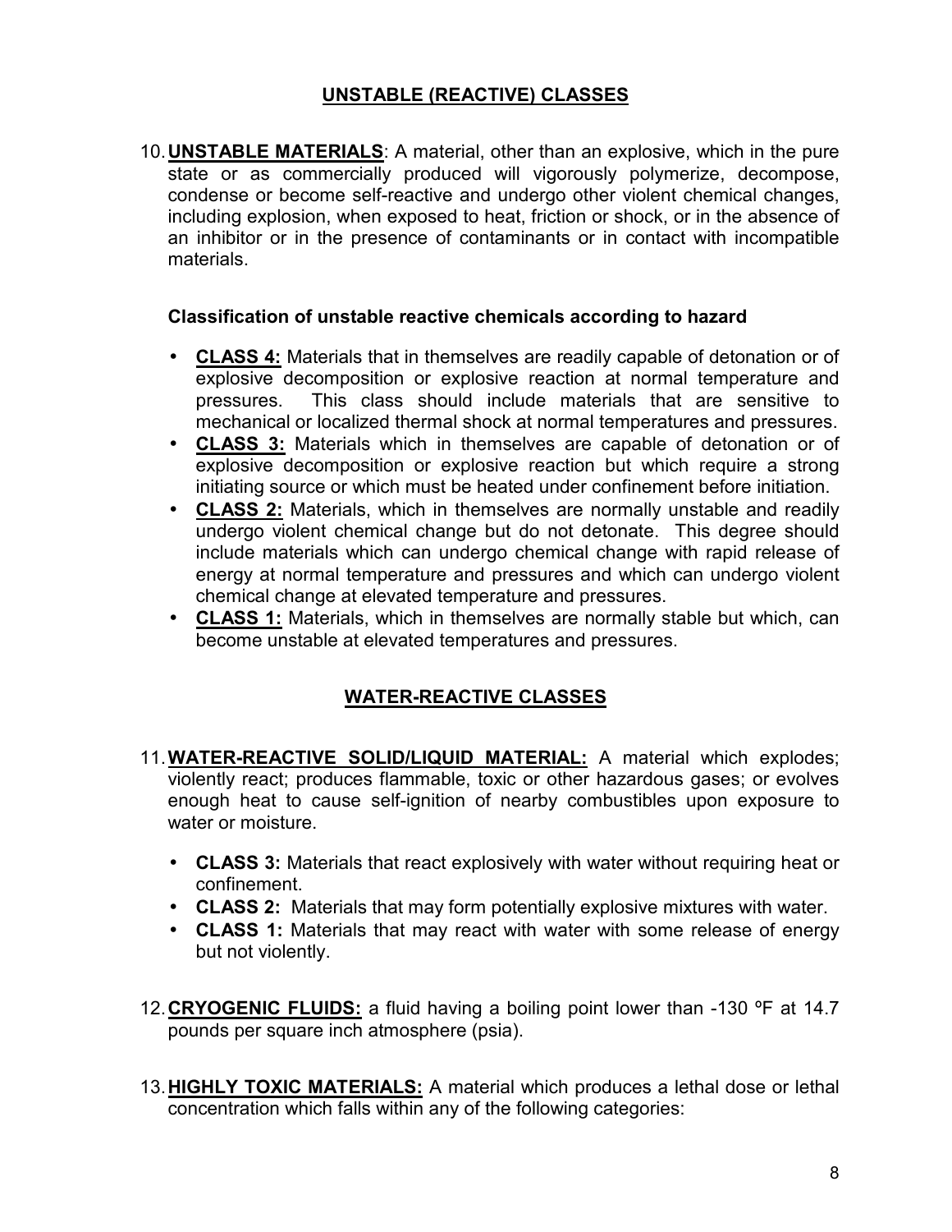## UNSTABLE (REACTIVE) CLASSES

10. **UNSTABLE MATERIALS**: A material, other than an explosive, which in the pure state or as commercially produced will vigorously polymerize, decompose, condense or become self-reactive and undergo other violent chemical changes, including explosion, when exposed to heat, friction or shock, or in the absence of an inhibitor or in the presence of contaminants or in contact with incompatible materials.

   **Classification of unstable reactive chemicals according to hazard**

   - **CLASS 4:** Materials that in themselves are readily capable of detonation or of explosive decomposition or explosive reaction at normal temperature and pressures. This class should include materials that are sensitive to mechanical or localized thermal shock at normal temperatures and pressures.
   - **CLASS 3:** Materials which in themselves are capable of detonation or of explosive decomposition or explosive reaction but which require a strong initiating source or which must be heated under confinement before initiation.
   - **CLASS 2:** Materials, which in themselves are normally unstable and readily undergo violent chemical change but do not detonate. This degree should include materials which can undergo chemical change with rapid release of energy at normal temperature and pressures and which can undergo violent chemical change at elevated temperature and pressures.
   - **CLASS 1:** Materials, which in themselves are normally stable but which, can become unstable at elevated temperatures and pressures.

## WATER-REACTIVE CLASSES

11. **WATER-REACTIVE SOLID/LIQUID MATERIAL:** A material which explodes; violently react; produces flammable, toxic or other hazardous gases; or evolves enough heat to cause self-ignition of nearby combustibles upon exposure to water or moisture.

   - **CLASS 3:** Materials that react explosively with water without requiring heat or confinement.
   - **CLASS 2:** Materials that may form potentially explosive mixtures with water.
   - **CLASS 1:** Materials that may react with water with some release of energy but not violently.

12. **CRYOGENIC FLUIDS:** a fluid having a boiling point lower than -130 ºF at 14.7 pounds per square inch atmosphere (psia).

13. **HIGHLY TOXIC MATERIALS:** A material which produces a lethal dose or lethal concentration which falls within any of the following categories: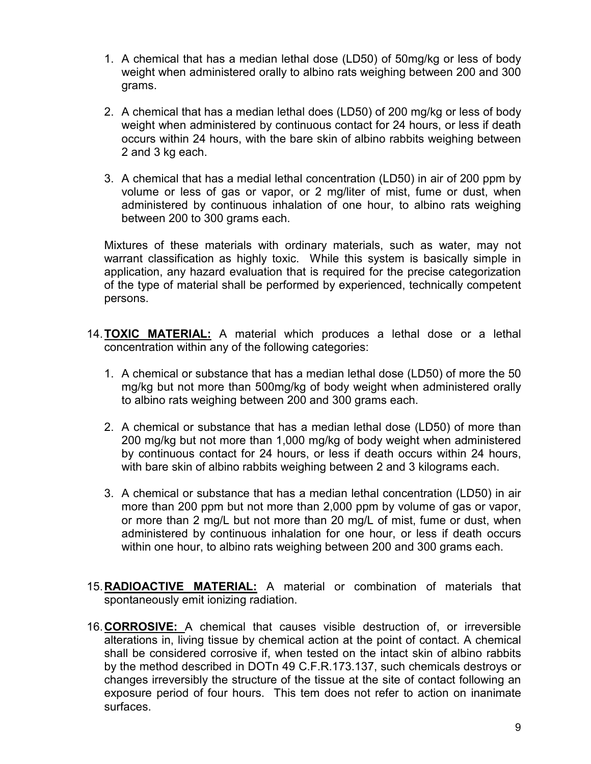1. A chemical that has a median lethal dose (LD50) of 50mg/kg or less of body weight when administered orally to albino rats weighing between 200 and 300 grams.

2. A chemical that has a median lethal does (LD50) of 200 mg/kg or less of body weight when administered by continuous contact for 24 hours, or less if death occurs within 24 hours, with the bare skin of albino rabbits weighing between 2 and 3 kg each.

3. A chemical that has a medial lethal concentration (LD50) in air of 200 ppm by volume or less of gas or vapor, or 2 mg/liter of mist, fume or dust, when administered by continuous inhalation of one hour, to albino rats weighing between 200 to 300 grams each.

Mixtures of these materials with ordinary materials, such as water, may not warrant classification as highly toxic. While this system is basically simple in application, any hazard evaluation that is required for the precise categorization of the type of material shall be performed by experienced, technically competent persons.

14. **TOXIC MATERIAL:** A material which produces a lethal dose or a lethal concentration within any of the following categories:

    1. A chemical or substance that has a median lethal dose (LD50) of more the 50 mg/kg but not more than 500mg/kg of body weight when administered orally to albino rats weighing between 200 and 300 grams each.

    2. A chemical or substance that has a median lethal dose (LD50) of more than 200 mg/kg but not more than 1,000 mg/kg of body weight when administered by continuous contact for 24 hours, or less if death occurs within 24 hours, with bare skin of albino rabbits weighing between 2 and 3 kilograms each.

    3. A chemical or substance that has a median lethal concentration (LD50) in air more than 200 ppm but not more than 2,000 ppm by volume of gas or vapor, or more than 2 mg/L but not more than 20 mg/L of mist, fume or dust, when administered by continuous inhalation for one hour, or less if death occurs within one hour, to albino rats weighing between 200 and 300 grams each.

15. **RADIOACTIVE MATERIAL:** A material or combination of materials that spontaneously emit ionizing radiation.

16. **CORROSIVE:** A chemical that causes visible destruction of, or irreversible alterations in, living tissue by chemical action at the point of contact. A chemical shall be considered corrosive if, when tested on the intact skin of albino rabbits by the method described in DOTn 49 C.F.R.173.137, such chemicals destroys or changes irreversibly the structure of the tissue at the site of contact following an exposure period of four hours. This tem does not refer to action on inanimate surfaces.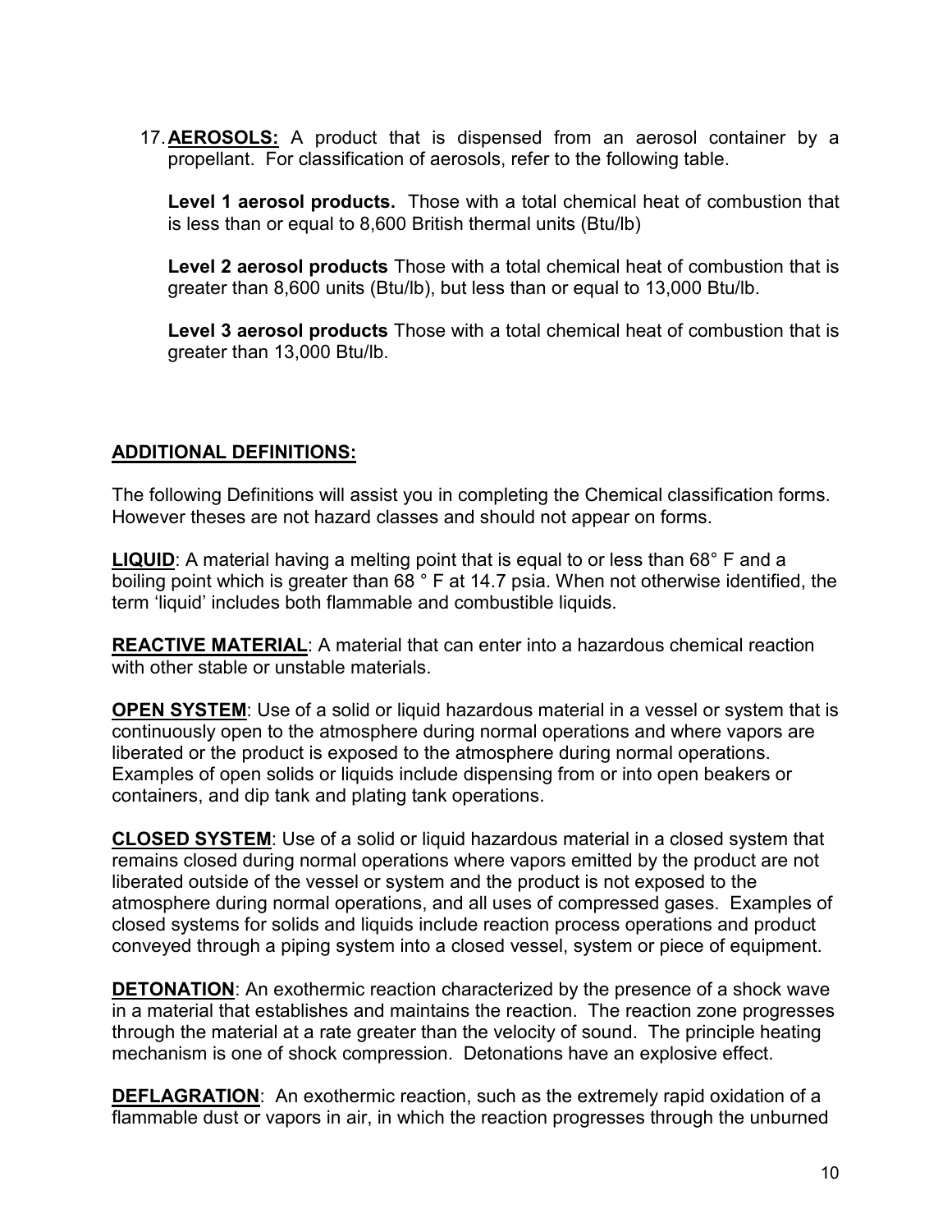17. **AEROSOLS:** A product that is dispensed from an aerosol container by a propellant. For classification of aerosols, refer to the following table.

    **Level 1 aerosol products.** Those with a total chemical heat of combustion that is less than or equal to 8,600 British thermal units (Btu/lb)

    **Level 2 aerosol products** Those with a total chemical heat of combustion that is greater than 8,600 units (Btu/lb), but less than or equal to 13,000 Btu/lb.

    **Level 3 aerosol products** Those with a total chemical heat of combustion that is greater than 13,000 Btu/lb.

## ADDITIONAL DEFINITIONS:

The following Definitions will assist you in completing the Chemical classification forms. However theses are not hazard classes and should not appear on forms.

**LIQUID**: A material having a melting point that is equal to or less than 68° F and a boiling point which is greater than 68 ° F at 14.7 psia. When not otherwise identified, the term 'liquid' includes both flammable and combustible liquids.

**REACTIVE MATERIAL**: A material that can enter into a hazardous chemical reaction with other stable or unstable materials.

**OPEN SYSTEM**: Use of a solid or liquid hazardous material in a vessel or system that is continuously open to the atmosphere during normal operations and where vapors are liberated or the product is exposed to the atmosphere during normal operations. Examples of open solids or liquids include dispensing from or into open beakers or containers, and dip tank and plating tank operations.

**CLOSED SYSTEM**: Use of a solid or liquid hazardous material in a closed system that remains closed during normal operations where vapors emitted by the product are not liberated outside of the vessel or system and the product is not exposed to the atmosphere during normal operations, and all uses of compressed gases. Examples of closed systems for solids and liquids include reaction process operations and product conveyed through a piping system into a closed vessel, system or piece of equipment.

**DETONATION**: An exothermic reaction characterized by the presence of a shock wave in a material that establishes and maintains the reaction. The reaction zone progresses through the material at a rate greater than the velocity of sound. The principle heating mechanism is one of shock compression. Detonations have an explosive effect.

**DEFLAGRATION**: An exothermic reaction, such as the extremely rapid oxidation of a flammable dust or vapors in air, in which the reaction progresses through the unburned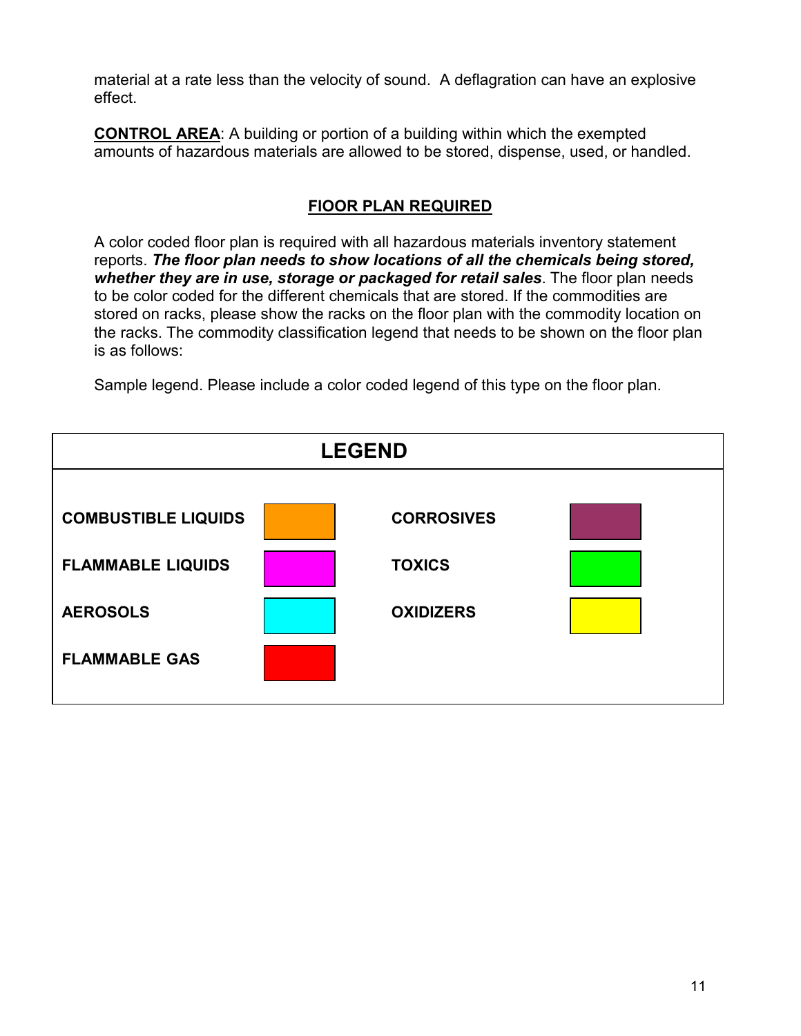material at a rate less than the velocity of sound. A deflagration can have an explosive effect.

**CONTROL AREA**: A building or portion of a building within which the exempted amounts of hazardous materials are allowed to be stored, dispense, used, or handled.

## FIOOR PLAN REQUIRED

A color coded floor plan is required with all hazardous materials inventory statement reports. ***The floor plan needs to show locations of all the chemicals being stored, whether they are in use, storage or packaged for retail sales***. The floor plan needs to be color coded for the different chemicals that are stored. If the commodities are stored on racks, please show the racks on the floor plan with the commodity location on the racks. The commodity classification legend that needs to be shown on the floor plan is as follows:

Sample legend. Please include a color coded legend of this type on the floor plan.

| LEGEND | | | |
|---|---|---|---|
| **COMBUSTIBLE LIQUIDS** | (orange) | **CORROSIVES** | (purple) |
| **FLAMMABLE LIQUIDS** | (magenta) | **TOXICS** | (green) |
| **AEROSOLS** | (cyan) | **OXIDIZERS** | (yellow) |
| **FLAMMABLE GAS** | (red) | | |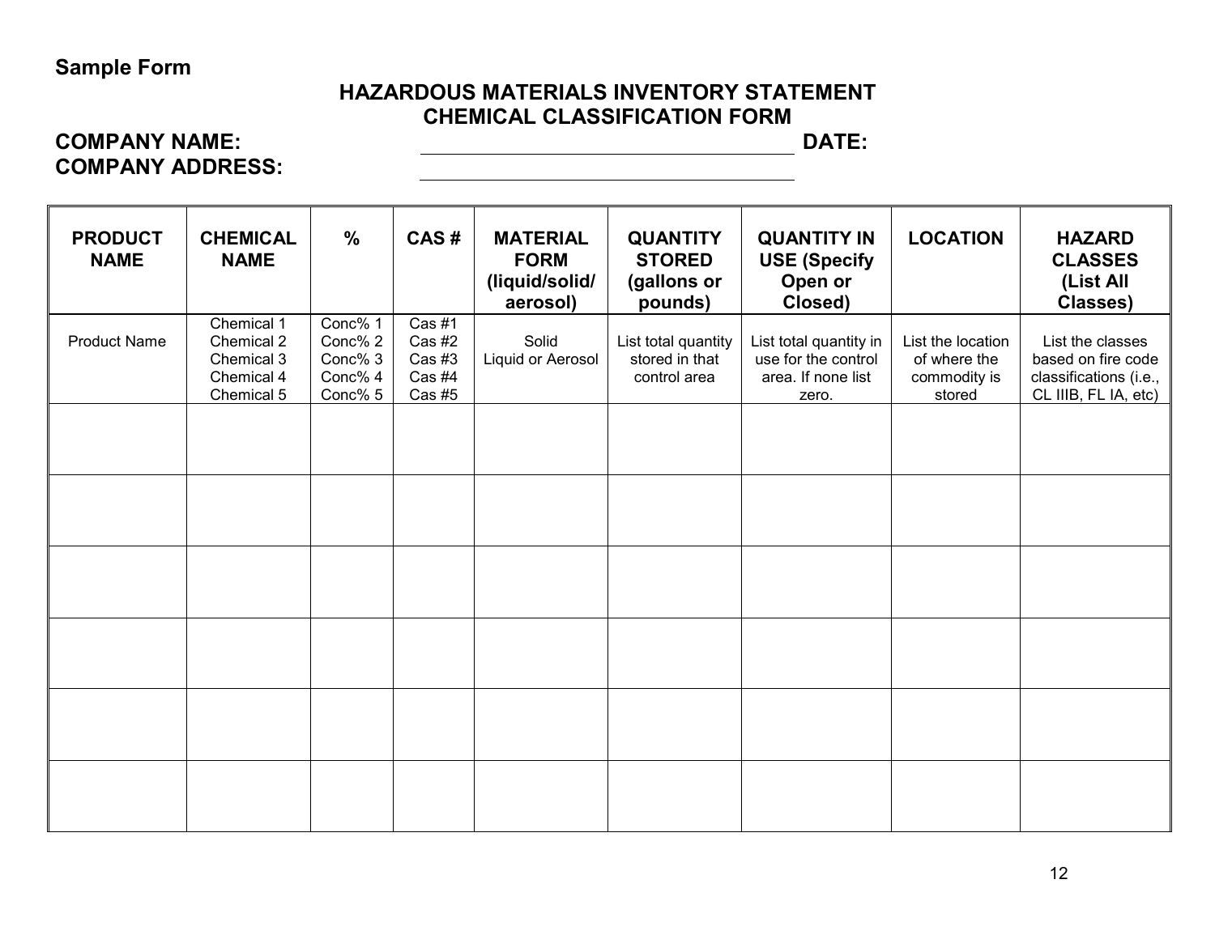**Sample Form**

## HAZARDOUS MATERIALS INVENTORY STATEMENT
## CHEMICAL CLASSIFICATION FORM

**COMPANY NAME:** ______________________ **DATE:**

**COMPANY ADDRESS:** ______________________

| PRODUCT NAME | CHEMICAL NAME | % | CAS # | MATERIAL FORM (liquid/solid/ aerosol) | QUANTITY STORED (gallons or pounds) | QUANTITY IN USE (Specify Open or Closed) | LOCATION | HAZARD CLASSES (List All Classes) |
|---|---|---|---|---|---|---|---|---|
| Product Name | Chemical 1<br>Chemical 2<br>Chemical 3<br>Chemical 4<br>Chemical 5 | Conc% 1<br>Conc% 2<br>Conc% 3<br>Conc% 4<br>Conc% 5 | Cas #1<br>Cas #2<br>Cas #3<br>Cas #4<br>Cas #5 | Solid<br>Liquid or Aerosol | List total quantity stored in that control area | List total quantity in use for the control area. If none list zero. | List the location of where the commodity is stored | List the classes based on fire code classifications (i.e., CL IIIB, FL IA, etc) |
| | | | | | | | | |
| | | | | | | | | |
| | | | | | | | | |
| | | | | | | | | |
| | | | | | | | | |
| | | | | | | | | |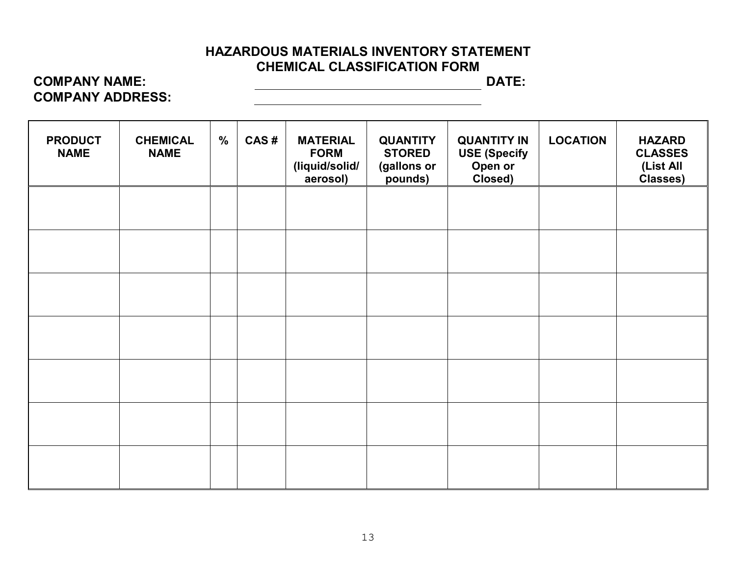# HAZARDOUS MATERIALS INVENTORY STATEMENT
## CHEMICAL CLASSIFICATION FORM

**COMPANY NAME:** \_\_\_\_\_\_\_\_\_\_\_\_\_\_\_\_\_\_\_\_\_\_\_\_\_\_\_\_\_\_ **DATE:**

**COMPANY ADDRESS:** \_\_\_\_\_\_\_\_\_\_\_\_\_\_\_\_\_\_\_\_\_\_\_\_\_\_\_\_\_\_

| PRODUCT NAME | CHEMICAL NAME | % | CAS # | MATERIAL FORM (liquid/solid/ aerosol) | QUANTITY STORED (gallons or pounds) | QUANTITY IN USE (Specify Open or Closed) | LOCATION | HAZARD CLASSES (List All Classes) |
|---|---|---|---|---|---|---|---|---|
| | | | | | | | | |
| | | | | | | | | |
| | | | | | | | | |
| | | | | | | | | |
| | | | | | | | | |
| | | | | | | | | |
| | | | | | | | | |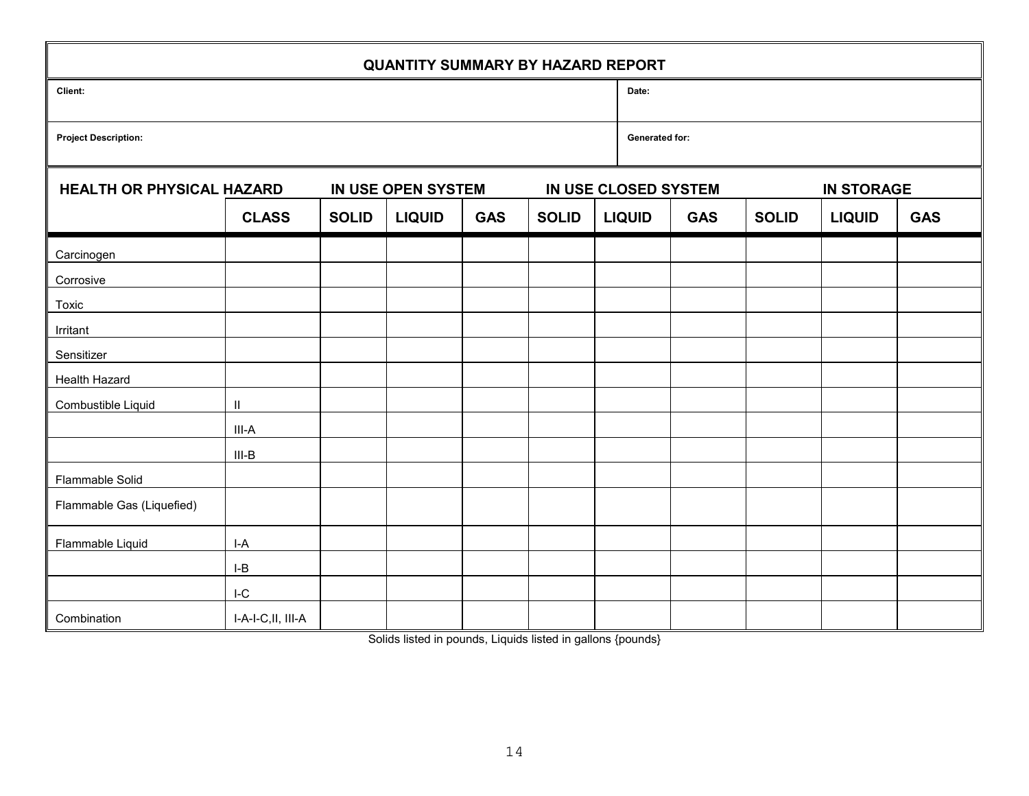# QUANTITY SUMMARY BY HAZARD REPORT

| Client: | Date: |
|---|---|
| **Project Description:** | **Generated for:** |

| HEALTH OR PHYSICAL HAZARD | | IN USE OPEN SYSTEM | | | IN USE CLOSED SYSTEM | | | IN STORAGE | | |
|---|---|---|---|---|---|---|---|---|---|---|
| | **CLASS** | **SOLID** | **LIQUID** | **GAS** | **SOLID** | **LIQUID** | **GAS** | **SOLID** | **LIQUID** | **GAS** |
| Carcinogen | | | | | | | | | | |
| Corrosive | | | | | | | | | | |
| Toxic | | | | | | | | | | |
| Irritant | | | | | | | | | | |
| Sensitizer | | | | | | | | | | |
| Health Hazard | | | | | | | | | | |
| Combustible Liquid | II | | | | | | | | | |
| | III-A | | | | | | | | | |
| | III-B | | | | | | | | | |
| Flammable Solid | | | | | | | | | | |
| Flammable Gas (Liquefied) | | | | | | | | | | |
| Flammable Liquid | I-A | | | | | | | | | |
| | I-B | | | | | | | | | |
| | I-C | | | | | | | | | |
| Combination | I-A-I-C,II, III-A | | | | | | | | | |

Solids listed in pounds, Liquids listed in gallons {pounds}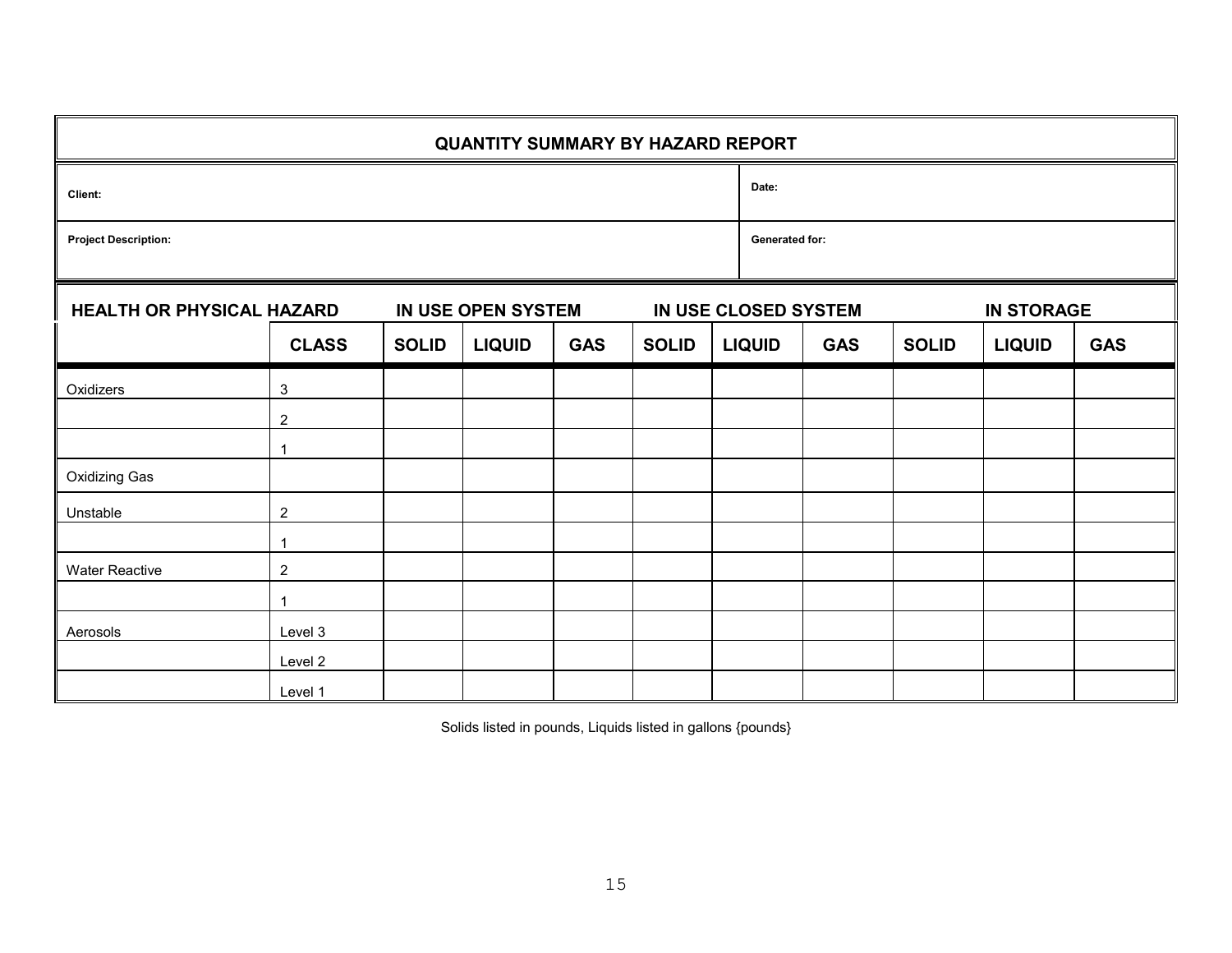## QUANTITY SUMMARY BY HAZARD REPORT

| | |
|---|---|
| **Client:** | **Date:** |
| **Project Description:** | **Generated for:** |

| HEALTH OR PHYSICAL HAZARD | | IN USE OPEN SYSTEM | | | IN USE CLOSED SYSTEM | | | IN STORAGE | | |
|---|---|---|---|---|---|---|---|---|---|---|
| | **CLASS** | **SOLID** | **LIQUID** | **GAS** | **SOLID** | **LIQUID** | **GAS** | **SOLID** | **LIQUID** | **GAS** |
| Oxidizers | 3 | | | | | | | | | |
| | 2 | | | | | | | | | |
| | 1 | | | | | | | | | |
| Oxidizing Gas | | | | | | | | | | |
| Unstable | 2 | | | | | | | | | |
| | 1 | | | | | | | | | |
| Water Reactive | 2 | | | | | | | | | |
| | 1 | | | | | | | | | |
| Aerosols | Level 3 | | | | | | | | | |
| | Level 2 | | | | | | | | | |
| | Level 1 | | | | | | | | | |

Solids listed in pounds, Liquids listed in gallons {pounds}